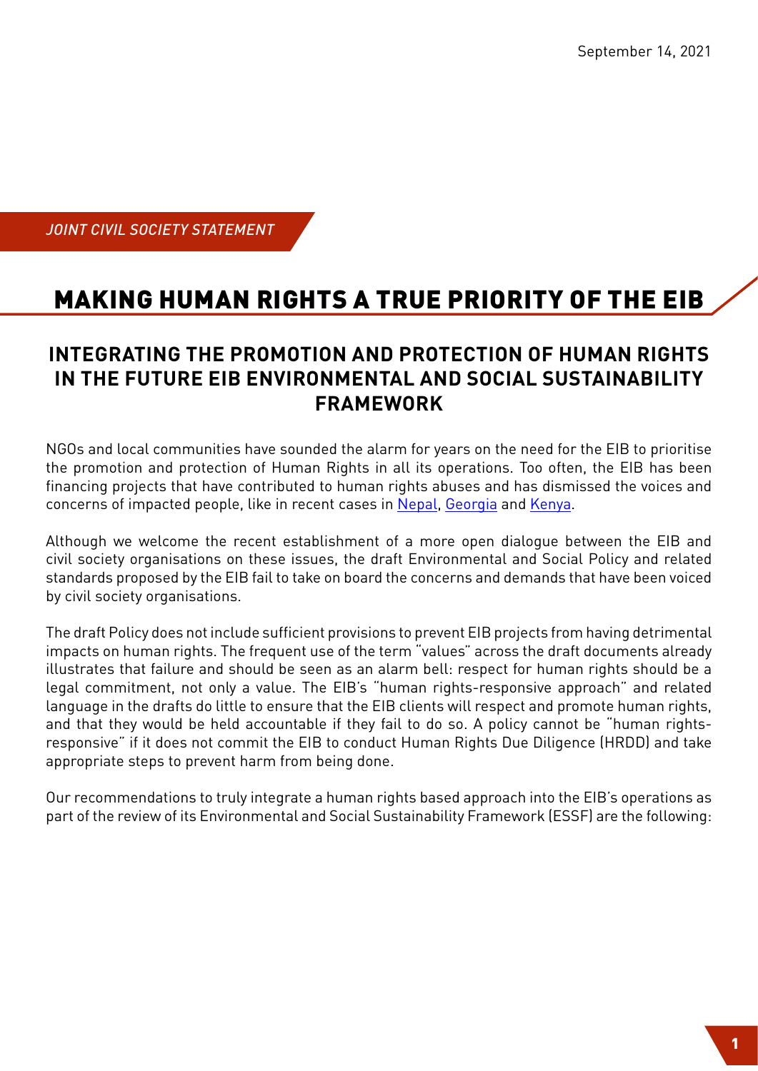September 14, 2021

*JOINT CIVIL SOCIETY STATEMENT*

# MAKING HUMAN RIGHTS A TRUE PRIORITY OF THE EIB

## INTEGRATING THE PROMOTION AND PROTECTION OF HUMAN RIGHTS IN THE FUTURE EIB ENVIRONMENTAL AND SOCIAL SUSTAINABILITY FRAMEWORK

NGOs and local communities have sounded the alarm for years on the need for the EIB to prioritise the promotion and protection of Human Rights in all its operations. Too often, the EIB has been financing projects that have contributed to human rights abuses and has dismissed the voices and concerns of impacted people, like in recent cases in Nepal, Georgia and Kenya.

Although we welcome the recent establishment of a more open dialogue between the EIB and civil society organisations on these issues, the draft Environmental and Social Policy and related standards proposed by the EIB fail to take on board the concerns and demands that have been voiced by civil society organisations.

The draft Policy does not include sufficient provisions to prevent EIB projects from having detrimental impacts on human rights. The frequent use of the term "values" across the draft documents already illustrates that failure and should be seen as an alarm bell: respect for human rights should be a legal commitment, not only a value. The EIB's "human rights-responsive approach" and related language in the drafts do little to ensure that the EIB clients will respect and promote human rights, and that they would be held accountable if they fail to do so. A policy cannot be "human rights-responsive" if it does not commit the EIB to conduct Human Rights Due Diligence (HRDD) and take appropriate steps to prevent harm from being done.

Our recommendations to truly integrate a human rights based approach into the EIB's operations as part of the review of its Environmental and Social Sustainability Framework (ESSF) are the following: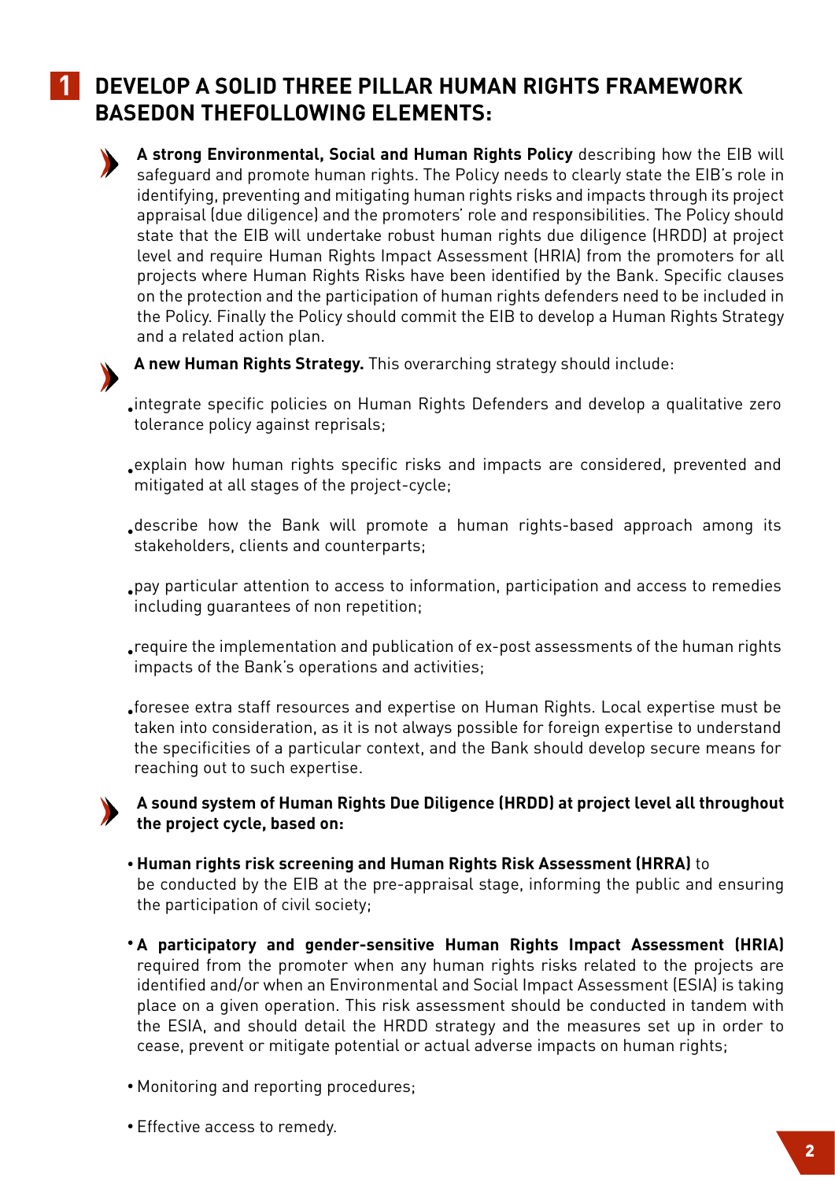## 1 DEVELOP A SOLID THREE PILLAR HUMAN RIGHTS FRAMEWORK BASEDON THEFOLLOWING ELEMENTS:

- **A strong Environmental, Social and Human Rights Policy** describing how the EIB will safeguard and promote human rights. The Policy needs to clearly state the EIB's role in identifying, preventing and mitigating human rights risks and impacts through its project appraisal (due diligence) and the promoters' role and responsibilities. The Policy should state that the EIB will undertake robust human rights due diligence (HRDD) at project level and require Human Rights Impact Assessment (HRIA) from the promoters for all projects where Human Rights Risks have been identified by the Bank. Specific clauses on the protection and the participation of human rights defenders need to be included in the Policy. Finally the Policy should commit the EIB to develop a Human Rights Strategy and a related action plan.

- **A new Human Rights Strategy.** This overarching strategy should include:
  - integrate specific policies on Human Rights Defenders and develop a qualitative zero tolerance policy against reprisals;
  - explain how human rights specific risks and impacts are considered, prevented and mitigated at all stages of the project-cycle;
  - describe how the Bank will promote a human rights-based approach among its stakeholders, clients and counterparts;
  - pay particular attention to access to information, participation and access to remedies including guarantees of non repetition;
  - require the implementation and publication of ex-post assessments of the human rights impacts of the Bank's operations and activities;
  - foresee extra staff resources and expertise on Human Rights. Local expertise must be taken into consideration, as it is not always possible for foreign expertise to understand the specificities of a particular context, and the Bank should develop secure means for reaching out to such expertise.

- **A sound system of Human Rights Due Diligence (HRDD) at project level all throughout the project cycle, based on:**
  - **Human rights risk screening and Human Rights Risk Assessment (HRRA)** to be conducted by the EIB at the pre-appraisal stage, informing the public and ensuring the participation of civil society;
  - **A participatory and gender-sensitive Human Rights Impact Assessment (HRIA)** required from the promoter when any human rights risks related to the projects are identified and/or when an Environmental and Social Impact Assessment (ESIA) is taking place on a given operation. This risk assessment should be conducted in tandem with the ESIA, and should detail the HRDD strategy and the measures set up in order to cease, prevent or mitigate potential or actual adverse impacts on human rights;
  - Monitoring and reporting procedures;
  - Effective access to remedy.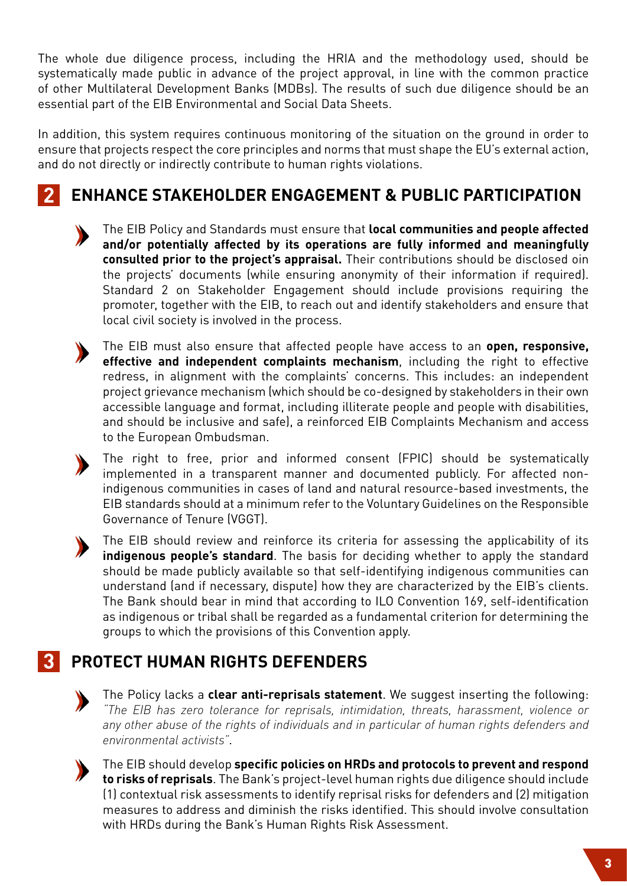The whole due diligence process, including the HRIA and the methodology used, should be systematically made public in advance of the project approval, in line with the common practice of other Multilateral Development Banks (MDBs). The results of such due diligence should be an essential part of the EIB Environmental and Social Data Sheets.

In addition, this system requires continuous monitoring of the situation on the ground in order to ensure that projects respect the core principles and norms that must shape the EU's external action, and do not directly or indirectly contribute to human rights violations.

## 2 ENHANCE STAKEHOLDER ENGAGEMENT & PUBLIC PARTICIPATION

- The EIB Policy and Standards must ensure that **local communities and people affected and/or potentially affected by its operations are fully informed and meaningfully consulted prior to the project's appraisal.** Their contributions should be disclosed oin the projects' documents (while ensuring anonymity of their information if required). Standard 2 on Stakeholder Engagement should include provisions requiring the promoter, together with the EIB, to reach out and identify stakeholders and ensure that local civil society is involved in the process.

- The EIB must also ensure that affected people have access to an **open, responsive, effective and independent complaints mechanism**, including the right to effective redress, in alignment with the complaints' concerns. This includes: an independent project grievance mechanism (which should be co-designed by stakeholders in their own accessible language and format, including illiterate people and people with disabilities, and should be inclusive and safe), a reinforced EIB Complaints Mechanism and access to the European Ombudsman.

- The right to free, prior and informed consent (FPIC) should be systematically implemented in a transparent manner and documented publicly. For affected non-indigenous communities in cases of land and natural resource-based investments, the EIB standards should at a minimum refer to the Voluntary Guidelines on the Responsible Governance of Tenure (VGGT).

- The EIB should review and reinforce its criteria for assessing the applicability of its **indigenous people's standard**. The basis for deciding whether to apply the standard should be made publicly available so that self-identifying indigenous communities can understand (and if necessary, dispute) how they are characterized by the EIB's clients. The Bank should bear in mind that according to ILO Convention 169, self-identification as indigenous or tribal shall be regarded as a fundamental criterion for determining the groups to which the provisions of this Convention apply.

## 3 PROTECT HUMAN RIGHTS DEFENDERS

- The Policy lacks a **clear anti-reprisals statement**. We suggest inserting the following: *"The EIB has zero tolerance for reprisals, intimidation, threats, harassment, violence or any other abuse of the rights of individuals and in particular of human rights defenders and environmental activists"*.

- The EIB should develop **specific policies on HRDs and protocols to prevent and respond to risks of reprisals**. The Bank's project-level human rights due diligence should include (1) contextual risk assessments to identify reprisal risks for defenders and (2) mitigation measures to address and diminish the risks identified. This should involve consultation with HRDs during the Bank's Human Rights Risk Assessment.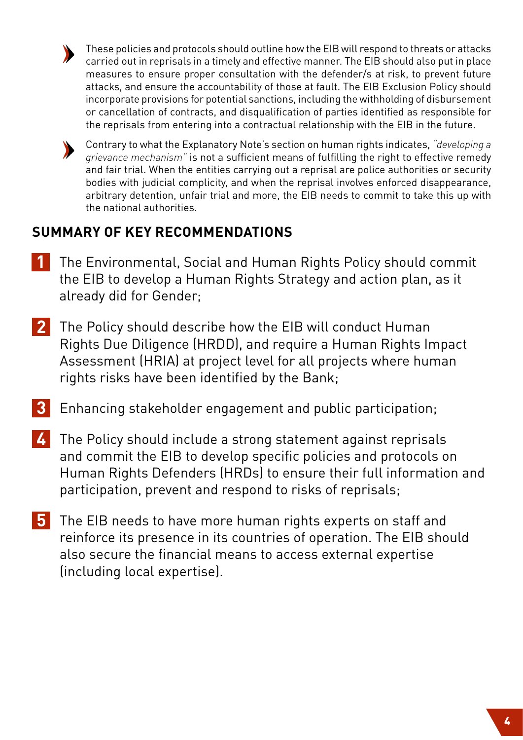- These policies and protocols should outline how the EIB will respond to threats or attacks carried out in reprisals in a timely and effective manner. The EIB should also put in place measures to ensure proper consultation with the defender/s at risk, to prevent future attacks, and ensure the accountability of those at fault. The EIB should incorporate provisions for potential sanctions, including the withholding of disbursement or cancellation of contracts, and disqualification of parties identified as responsible for the reprisals from entering into a contractual relationship with the EIB in the future.
- Contrary to what the Explanatory Note's section on human rights indicates, *"developing a grievance mechanism"* is not a sufficient means of fulfilling the right to effective remedy and fair trial. When the entities carrying out a reprisal are police authorities or security bodies with judicial complicity, and when the reprisal involves enforced disappearance, arbitrary detention, unfair trial and more, the EIB needs to commit to take this up with the national authorities.

## SUMMARY OF KEY RECOMMENDATIONS

1. The Environmental, Social and Human Rights Policy should commit the EIB to develop a Human Rights Strategy and action plan, as it already did for Gender;
2. The Policy should describe how the EIB will conduct Human Rights Due Diligence (HRDD), and require a Human Rights Impact Assessment (HRIA) at project level for all projects where human rights risks have been identified by the Bank;
3. Enhancing stakeholder engagement and public participation;
4. The Policy should include a strong statement against reprisals and commit the EIB to develop specific policies and protocols on Human Rights Defenders (HRDs) to ensure their full information and participation, prevent and respond to risks of reprisals;
5. The EIB needs to have more human rights experts on staff and reinforce its presence in its countries of operation. The EIB should also secure the financial means to access external expertise (including local expertise).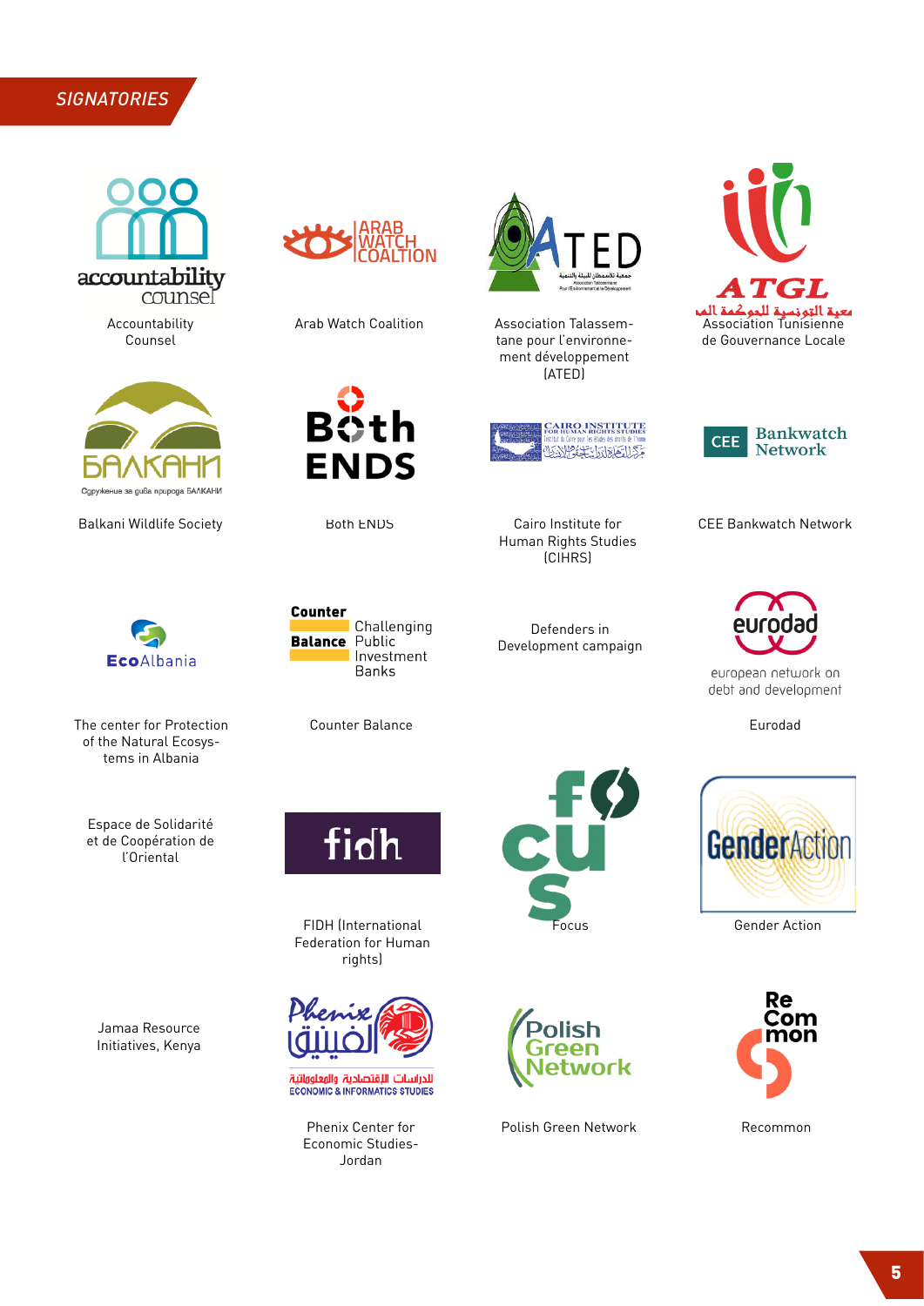## *SIGNATORIES*

- Accountability Counsel
- Arab Watch Coalition
- Association Talassemtane pour l'environnement développement (ATED)
- Association Tunisienne de Gouvernance Locale
- Balkani Wildlife Society
- Both ENDS
- Cairo Institute for Human Rights Studies (CIHRS)
- CEE Bankwatch Network
- The center for Protection of the Natural Ecosystems in Albania
- Counter Balance
- Defenders in Development campaign
- Eurodad
- Espace de Solidarité et de Coopération de l'Oriental
- FIDH (International Federation for Human rights)
- Focus
- Gender Action
- Jamaa Resource Initiatives, Kenya
- Phenix Center for Economic Studies-Jordan
- Polish Green Network
- Recommon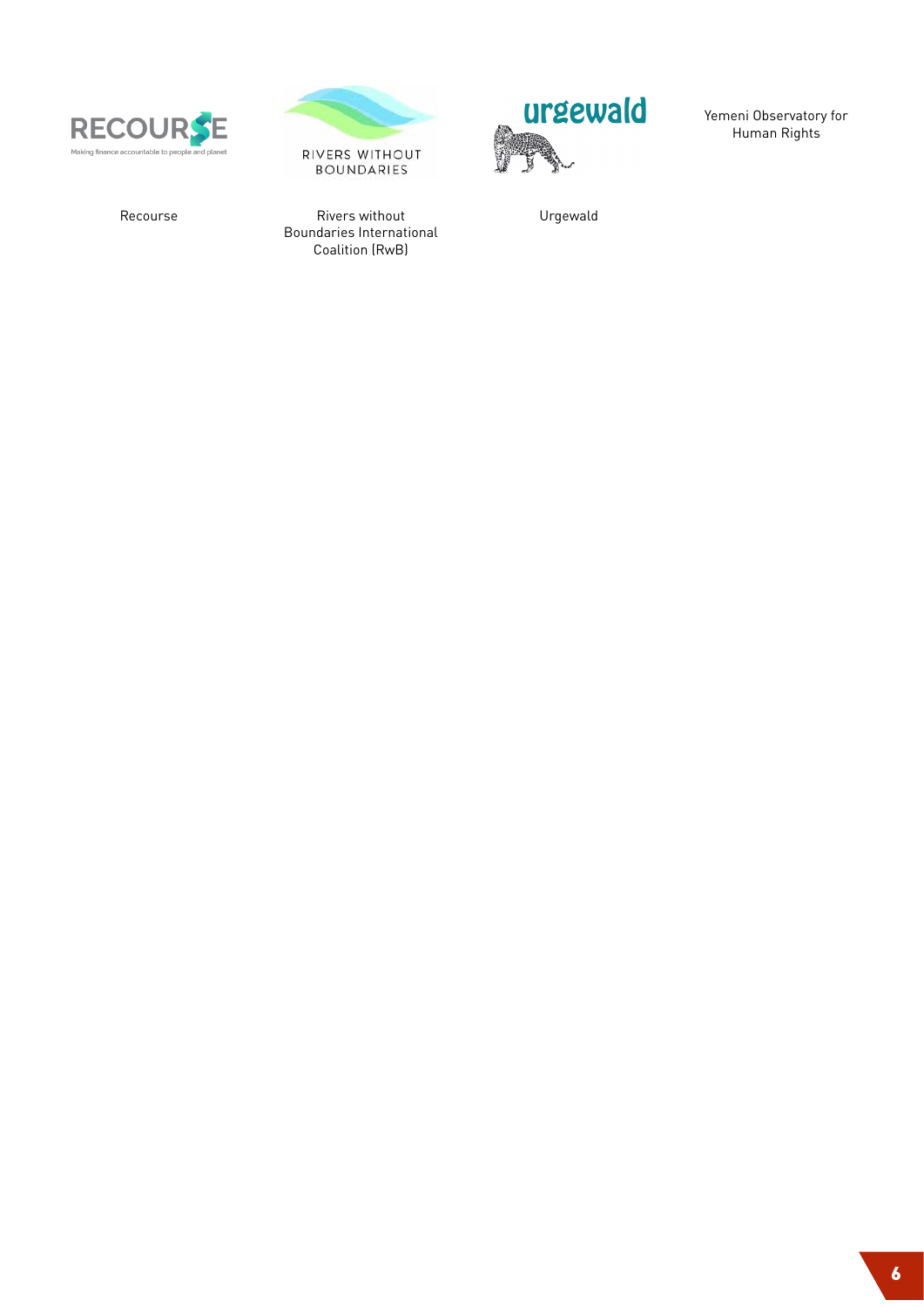Recourse

Rivers without Boundaries International Coalition (RwB)

Urgewald

Yemeni Observatory for Human Rights